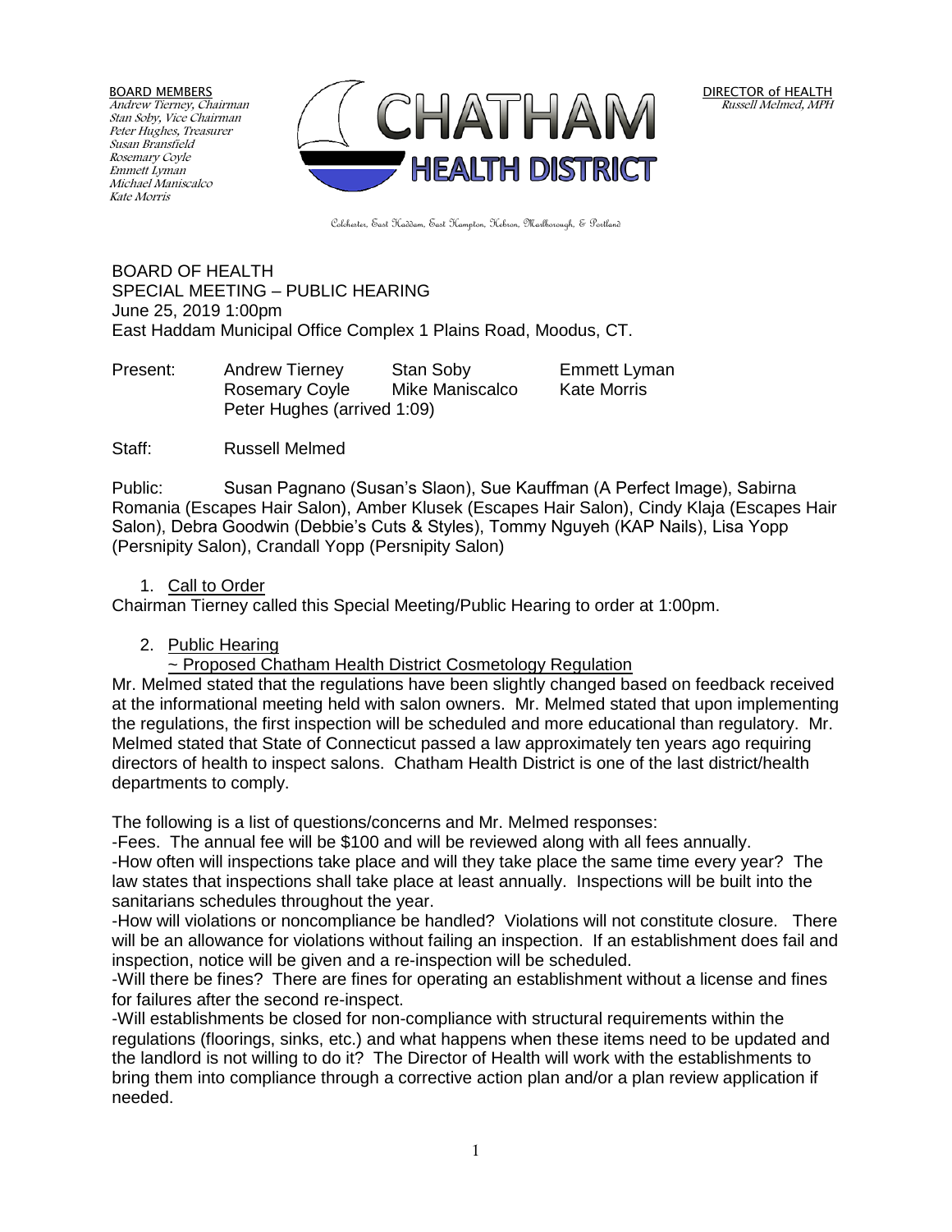BOARD MEMBERS
*Andrew Tierney, Chairman*
*Stan Soby, Vice Chairman*
*Peter Hughes, Treasurer*
*Susan Bransfield*
*Rosemary Coyle*
*Emmett Lyman*
*Michael Maniscalco*
*Kate Morris*

# CHATHAM HEALTH DISTRICT

DIRECTOR of HEALTH
*Russell Melmed, MPH*

Colchester, East Haddam, East Hampton, Hebron, Marlborough, & Portland

BOARD OF HEALTH
SPECIAL MEETING – PUBLIC HEARING
June 25, 2019 1:00pm
East Haddam Municipal Office Complex 1 Plains Road, Moodus, CT.

Present: Andrew Tierney, Stan Soby, Emmett Lyman, Rosemary Coyle, Mike Maniscalco, Kate Morris, Peter Hughes (arrived 1:09)

Staff: Russell Melmed

Public: Susan Pagnano (Susan's Slaon), Sue Kauffman (A Perfect Image), Sabirna Romania (Escapes Hair Salon), Amber Klusek (Escapes Hair Salon), Cindy Klaja (Escapes Hair Salon), Debra Goodwin (Debbie's Cuts & Styles), Tommy Nguyeh (KAP Nails), Lisa Yopp (Persnipity Salon), Crandall Yopp (Persnipity Salon)

1. Call to Order

Chairman Tierney called this Special Meeting/Public Hearing to order at 1:00pm.

2. Public Hearing
   ~ Proposed Chatham Health District Cosmetology Regulation

Mr. Melmed stated that the regulations have been slightly changed based on feedback received at the informational meeting held with salon owners. Mr. Melmed stated that upon implementing the regulations, the first inspection will be scheduled and more educational than regulatory. Mr. Melmed stated that State of Connecticut passed a law approximately ten years ago requiring directors of health to inspect salons. Chatham Health District is one of the last district/health departments to comply.

The following is a list of questions/concerns and Mr. Melmed responses:

-Fees. The annual fee will be $100 and will be reviewed along with all fees annually.

-How often will inspections take place and will they take place the same time every year? The law states that inspections shall take place at least annually. Inspections will be built into the sanitarians schedules throughout the year.

-How will violations or noncompliance be handled? Violations will not constitute closure. There will be an allowance for violations without failing an inspection. If an establishment does fail and inspection, notice will be given and a re-inspection will be scheduled.

-Will there be fines? There are fines for operating an establishment without a license and fines for failures after the second re-inspect.

-Will establishments be closed for non-compliance with structural requirements within the regulations (floorings, sinks, etc.) and what happens when these items need to be updated and the landlord is not willing to do it? The Director of Health will work with the establishments to bring them into compliance through a corrective action plan and/or a plan review application if needed.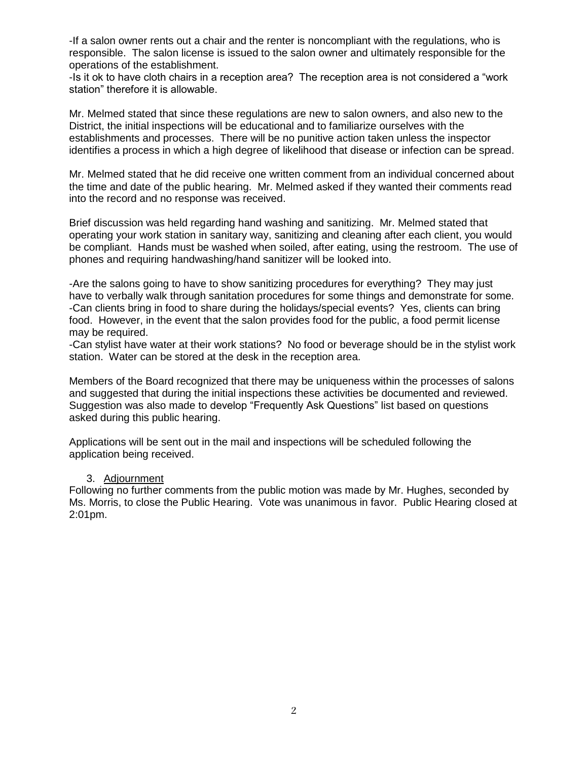-If a salon owner rents out a chair and the renter is noncompliant with the regulations, who is responsible. The salon license is issued to the salon owner and ultimately responsible for the operations of the establishment.
-Is it ok to have cloth chairs in a reception area? The reception area is not considered a "work station" therefore it is allowable.

Mr. Melmed stated that since these regulations are new to salon owners, and also new to the District, the initial inspections will be educational and to familiarize ourselves with the establishments and processes. There will be no punitive action taken unless the inspector identifies a process in which a high degree of likelihood that disease or infection can be spread.

Mr. Melmed stated that he did receive one written comment from an individual concerned about the time and date of the public hearing. Mr. Melmed asked if they wanted their comments read into the record and no response was received.

Brief discussion was held regarding hand washing and sanitizing. Mr. Melmed stated that operating your work station in sanitary way, sanitizing and cleaning after each client, you would be compliant. Hands must be washed when soiled, after eating, using the restroom. The use of phones and requiring handwashing/hand sanitizer will be looked into.

-Are the salons going to have to show sanitizing procedures for everything? They may just have to verbally walk through sanitation procedures for some things and demonstrate for some.
-Can clients bring in food to share during the holidays/special events? Yes, clients can bring food. However, in the event that the salon provides food for the public, a food permit license may be required.
-Can stylist have water at their work stations? No food or beverage should be in the stylist work station. Water can be stored at the desk in the reception area.

Members of the Board recognized that there may be uniqueness within the processes of salons and suggested that during the initial inspections these activities be documented and reviewed. Suggestion was also made to develop "Frequently Ask Questions" list based on questions asked during this public hearing.

Applications will be sent out in the mail and inspections will be scheduled following the application being received.

3. Adjournment

Following no further comments from the public motion was made by Mr. Hughes, seconded by Ms. Morris, to close the Public Hearing. Vote was unanimous in favor. Public Hearing closed at 2:01pm.